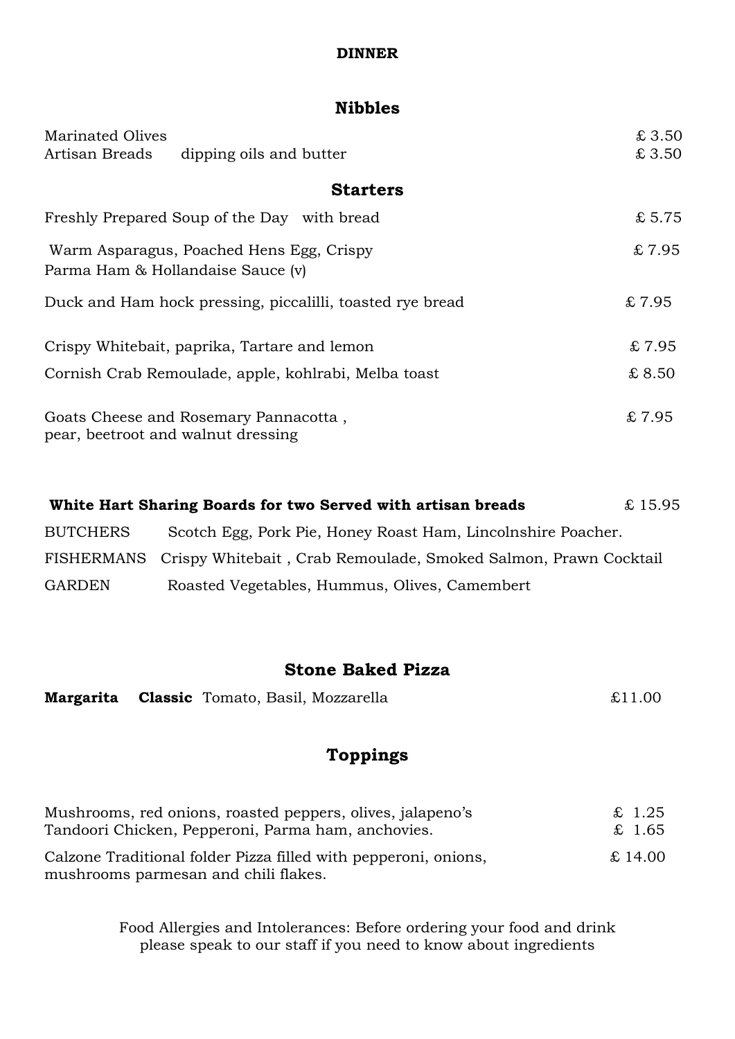**DINNER**

## Nibbles

| | | |
|---|---|---|
| Marinated Olives | | £ 3.50 |
| Artisan Breads | dipping oils and butter | £ 3.50 |

## Starters

| | |
|---|---|
| Freshly Prepared Soup of the Day with bread | £ 5.75 |
| Warm Asparagus, Poached Hens Egg, Crispy Parma Ham & Hollandaise Sauce (v) | £ 7.95 |
| Duck and Ham hock pressing, piccalilli, toasted rye bread | £ 7.95 |
| Crispy Whitebait, paprika, Tartare and lemon | £ 7.95 |
| Cornish Crab Remoulade, apple, kohlrabi, Melba toast | £ 8.50 |
| Goats Cheese and Rosemary Pannacotta , pear, beetroot and walnut dressing | £ 7.95 |

**White Hart Sharing Boards for two Served with artisan breads** £ 15.95

| | |
|---|---|
| BUTCHERS | Scotch Egg, Pork Pie, Honey Roast Ham, Lincolnshire Poacher. |
| FISHERMANS | Crispy Whitebait , Crab Remoulade, Smoked Salmon, Prawn Cocktail |
| GARDEN | Roasted Vegetables, Hummus, Olives, Camembert |

## Stone Baked Pizza

**Margarita** **Classic** Tomato, Basil, Mozzarella £11.00

## Toppings

| | |
|---|---|
| Mushrooms, red onions, roasted peppers, olives, jalapeno's | £ 1.25 |
| Tandoori Chicken, Pepperoni, Parma ham, anchovies. | £ 1.65 |
| Calzone Traditional folder Pizza filled with pepperoni, onions, mushrooms parmesan and chili flakes. | £ 14.00 |

Food Allergies and Intolerances: Before ordering your food and drink please speak to our staff if you need to know about ingredients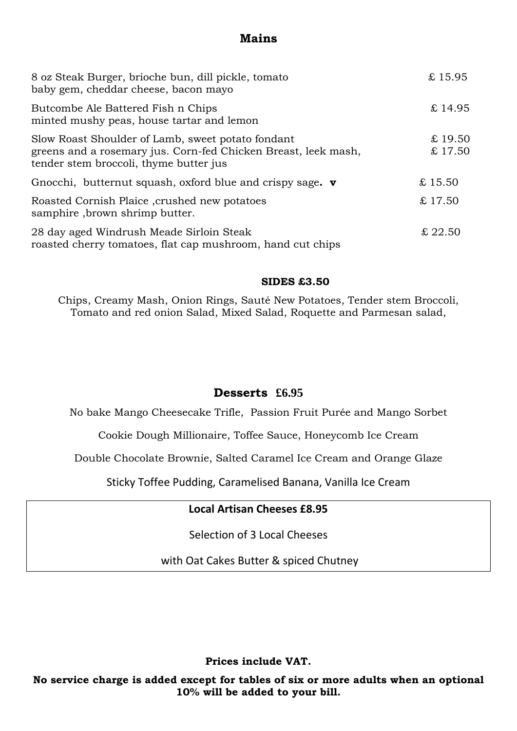## Mains

| | |
|---|---|
| 8 oz Steak Burger, brioche bun, dill pickle, tomato baby gem, cheddar cheese, bacon mayo | £ 15.95 |
| Butcombe Ale Battered Fish n Chips minted mushy peas, house tartar and lemon | £ 14.95 |
| Slow Roast Shoulder of Lamb, sweet potato fondant greens and a rosemary jus. Corn-fed Chicken Breast, leek mash, tender stem broccoli, thyme butter jus | £ 19.50<br>£ 17.50 |
| Gnocchi, butternut squash, oxford blue and crispy sage. **v** | £ 15.50 |
| Roasted Cornish Plaice ,crushed new potatoes samphire ,brown shrimp butter. | £ 17.50 |
| 28 day aged Windrush Meade Sirloin Steak roasted cherry tomatoes, flat cap mushroom, hand cut chips | £ 22.50 |

**SIDES £3.50**

Chips, Creamy Mash, Onion Rings, Sauté New Potatoes, Tender stem Broccoli, Tomato and red onion Salad, Mixed Salad, Roquette and Parmesan salad,

## Desserts £6.95

No bake Mango Cheesecake Trifle, Passion Fruit Purée and Mango Sorbet

Cookie Dough Millionaire, Toffee Sauce, Honeycomb Ice Cream

Double Chocolate Brownie, Salted Caramel Ice Cream and Orange Glaze

Sticky Toffee Pudding, Caramelised Banana, Vanilla Ice Cream

**Local Artisan Cheeses £8.95**

Selection of 3 Local Cheeses

with Oat Cakes Butter & spiced Chutney

**Prices include VAT.**

**No service charge is added except for tables of six or more adults when an optional 10% will be added to your bill.**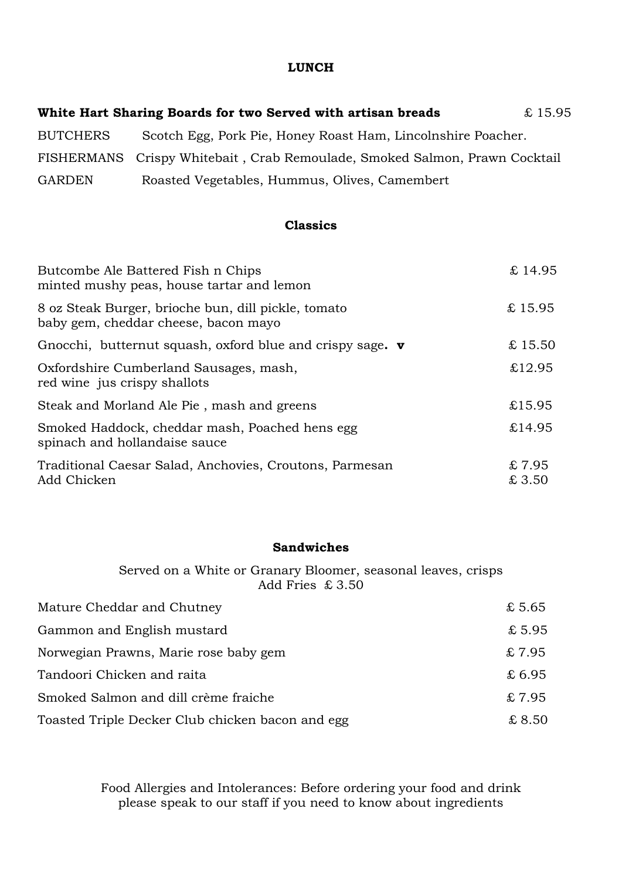# LUNCH

**White Hart Sharing Boards for two Served with artisan breads** £ 15.95

| | |
|---|---|
| BUTCHERS | Scotch Egg, Pork Pie, Honey Roast Ham, Lincolnshire Poacher. |
| FISHERMANS | Crispy Whitebait , Crab Remoulade, Smoked Salmon, Prawn Cocktail |
| GARDEN | Roasted Vegetables, Hummus, Olives, Camembert |

## Classics

| | |
|---|---|
| Butcombe Ale Battered Fish n Chips<br>minted mushy peas, house tartar and lemon | £ 14.95 |
| 8 oz Steak Burger, brioche bun, dill pickle, tomato<br>baby gem, cheddar cheese, bacon mayo | £ 15.95 |
| Gnocchi, butternut squash, oxford blue and crispy sage**. v** | £ 15.50 |
| Oxfordshire Cumberland Sausages, mash,<br>red wine jus crispy shallots | £12.95 |
| Steak and Morland Ale Pie , mash and greens | £15.95 |
| Smoked Haddock, cheddar mash, Poached hens egg<br>spinach and hollandaise sauce | £14.95 |
| Traditional Caesar Salad, Anchovies, Croutons, Parmesan<br>Add Chicken | £ 7.95<br>£ 3.50 |

## Sandwiches

Served on a White or Granary Bloomer, seasonal leaves, crisps
Add Fries £ 3.50

| | |
|---|---|
| Mature Cheddar and Chutney | £ 5.65 |
| Gammon and English mustard | £ 5.95 |
| Norwegian Prawns, Marie rose baby gem | £ 7.95 |
| Tandoori Chicken and raita | £ 6.95 |
| Smoked Salmon and dill crème fraiche | £ 7.95 |
| Toasted Triple Decker Club chicken bacon and egg | £ 8.50 |

Food Allergies and Intolerances: Before ordering your food and drink please speak to our staff if you need to know about ingredients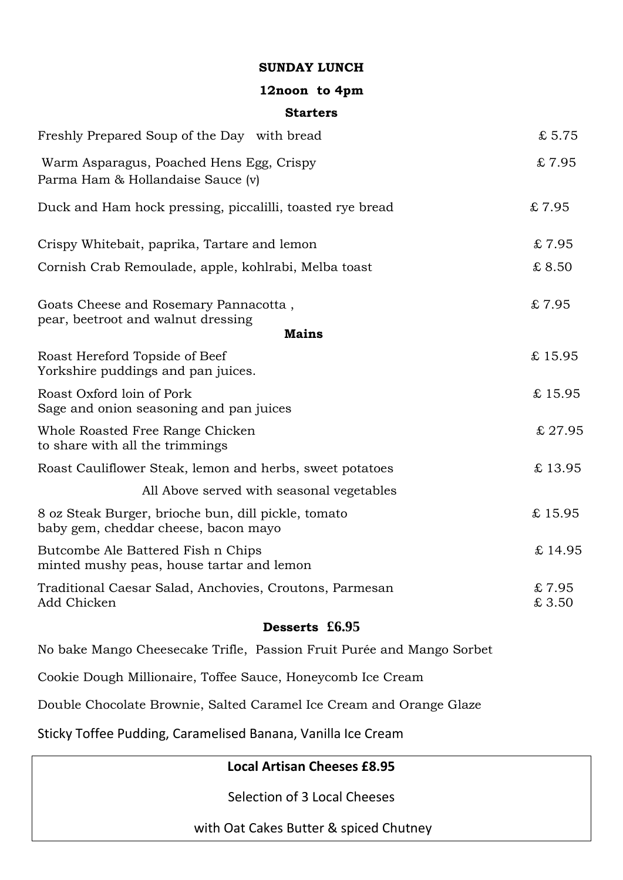# SUNDAY LUNCH

**12noon to 4pm**

## Starters

| | |
|---|---|
| Freshly Prepared Soup of the Day with bread | £ 5.75 |
| Warm Asparagus, Poached Hens Egg, Crispy Parma Ham & Hollandaise Sauce (v) | £ 7.95 |
| Duck and Ham hock pressing, piccalilli, toasted rye bread | £ 7.95 |
| Crispy Whitebait, paprika, Tartare and lemon | £ 7.95 |
| Cornish Crab Remoulade, apple, kohlrabi, Melba toast | £ 8.50 |
| Goats Cheese and Rosemary Pannacotta , pear, beetroot and walnut dressing | £ 7.95 |

## Mains

| | |
|---|---|
| Roast Hereford Topside of Beef<br>Yorkshire puddings and pan juices. | £ 15.95 |
| Roast Oxford loin of Pork<br>Sage and onion seasoning and pan juices | £ 15.95 |
| Whole Roasted Free Range Chicken<br>to share with all the trimmings | £ 27.95 |
| Roast Cauliflower Steak, lemon and herbs, sweet potatoes | £ 13.95 |

All Above served with seasonal vegetables

| | |
|---|---|
| 8 oz Steak Burger, brioche bun, dill pickle, tomato<br>baby gem, cheddar cheese, bacon mayo | £ 15.95 |
| Butcombe Ale Battered Fish n Chips<br>minted mushy peas, house tartar and lemon | £ 14.95 |
| Traditional Caesar Salad, Anchovies, Croutons, Parmesan | £ 7.95 |
| Add Chicken | £ 3.50 |

## Desserts £6.95

No bake Mango Cheesecake Trifle, Passion Fruit Purée and Mango Sorbet

Cookie Dough Millionaire, Toffee Sauce, Honeycomb Ice Cream

Double Chocolate Brownie, Salted Caramel Ice Cream and Orange Glaze

Sticky Toffee Pudding, Caramelised Banana, Vanilla Ice Cream

**Local Artisan Cheeses £8.95**

Selection of 3 Local Cheeses

with Oat Cakes Butter & spiced Chutney